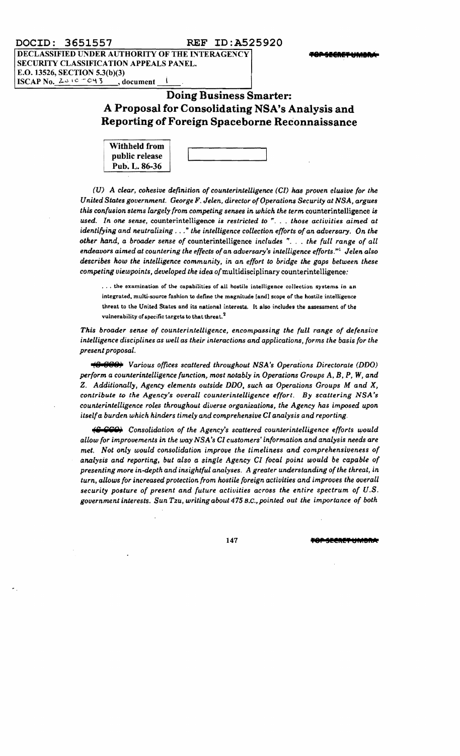DOCID: 3651557 REF ID:A525920

DECLASSIFIED UNDER AUTHORITY OF THE INTERAGENCY SECURITY CLASSIFICATION APPEALS PANEL.
E.O. 13526, SECTION 5.3(b)(3)
ISCAP No. 2010-043, document 1

TOP SECRET UMBRA

# Doing Business Smarter: A Proposal for Consolidating NSA's Analysis and Reporting of Foreign Spaceborne Reconnaissance

Withheld from public release Pub. L. 86-36

*(U) A clear, cohesive definition of counterintelligence (CI) has proven elusive for the United States government. George F. Jelen, director of Operations Security at NSA, argues this confusion stems largely from competing senses in which the term* counterintelligence *is used. In one sense,* counterintelligence *is restricted to ". . . those activities aimed at identifying and neutralizing . . ." the intelligence collection efforts of an adversary. On the other hand, a broader sense of* counterintelligence *includes ". . . the full range of all endeavors aimed at countering the effects of an adversary's intelligence efforts."[1] Jelen also describes how the intelligence community, in an effort to bridge the gaps between these competing viewpoints, developed the idea of* multidisciplinary counterintelligence:

> . . . the examination of the capabilities of all hostile intelligence collection systems in an integrated, multi-source fashion to define the magnitude [and] scope of the hostile intelligence threat to the United States and its national interests. It also includes the assessment of the vulnerability of specific targets to that threat.[2]

*This broader sense of counterintelligence, encompassing the full range of defensive intelligence disciplines as well as their interactions and applications, forms the basis for the present proposal.*

~~(S-CCO)~~ *Various offices scattered throughout NSA's Operations Directorate (DDO) perform a counterintelligence function, most notably in Operations Groups A, B, P, W, and Z. Additionally, Agency elements outside DDO, such as Operations Groups M and X, contribute to the Agency's overall counterintelligence effort. By scattering NSA's counterintelligence roles throughout diverse organizations, the Agency has imposed upon itself a burden which hinders timely and comprehensive CI analysis and reporting.*

~~(S-CCO)~~ *Consolidation of the Agency's scattered counterintelligence efforts would allow for improvements in the way NSA's CI customers' information and analysis needs are met. Not only would consolidation improve the timeliness and comprehensiveness of analysis and reporting, but also a single Agency CI focal point would be capable of presenting more in-depth and insightful analyses. A greater understanding of the threat, in turn, allows for increased protection from hostile foreign activities and improves the overall security posture of present and future activities across the entire spectrum of U.S. government interests. Sun Tzu, writing about 475 B.C., pointed out the importance of both*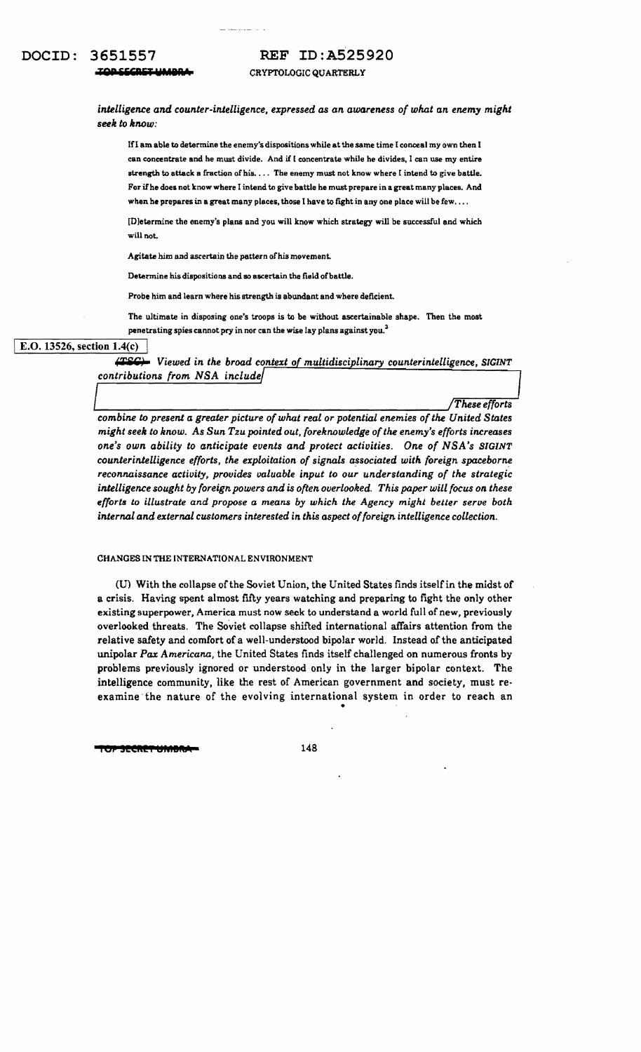*intelligence and counter-intelligence, expressed as an awareness of what an enemy might seek to know:*

> If I am able to determine the enemy's dispositions while at the same time I conceal my own then I can concentrate and he must divide. And if I concentrate while he divides, I can use my entire strength to attack a fraction of his. . . . The enemy must not know where I intend to give battle. For if he does not know where I intend to give battle he must prepare in a great many places. And when he prepares in a great many places, those I have to fight in any one place will be few. . . .
>
> [D]etermine the enemy's plans and you will know which strategy will be successful and which will not.
>
> Agitate him and ascertain the pattern of his movement.
>
> Determine his dispositions and so ascertain the field of battle.
>
> Probe him and learn where his strength is abundant and where deficient.
>
> The ultimate in disposing one's troops is to be without ascertainable shape. Then the most penetrating spies cannot pry in nor can the wise lay plans against you.[3]

E.O. 13526, section 1.4(c)

~~(TSC)~~ *Viewed in the broad context of multidisciplinary counterintelligence, SIGINT contributions from NSA include* [redacted] *These efforts combine to present a greater picture of what real or potential enemies of the United States might seek to know. As Sun Tzu pointed out, foreknowledge of the enemy's efforts increases one's own ability to anticipate events and protect activities. One of NSA's SIGINT counterintelligence efforts, the exploitation of signals associated with foreign spaceborne reconnaissance activity, provides valuable input to our understanding of the strategic intelligence sought by foreign powers and is often overlooked. This paper will focus on these efforts to illustrate and propose a means by which the Agency might better serve both internal and external customers interested in this aspect of foreign intelligence collection.*

## CHANGES IN THE INTERNATIONAL ENVIRONMENT

(U) With the collapse of the Soviet Union, the United States finds itself in the midst of a crisis. Having spent almost fifty years watching and preparing to fight the only other existing superpower, America must now seek to understand a world full of new, previously overlooked threats. The Soviet collapse shifted international affairs attention from the relative safety and comfort of a well-understood bipolar world. Instead of the anticipated unipolar *Pax Americana*, the United States finds itself challenged on numerous fronts by problems previously ignored or understood only in the larger bipolar context. The intelligence community, like the rest of American government and society, must re-examine the nature of the evolving international system in order to reach an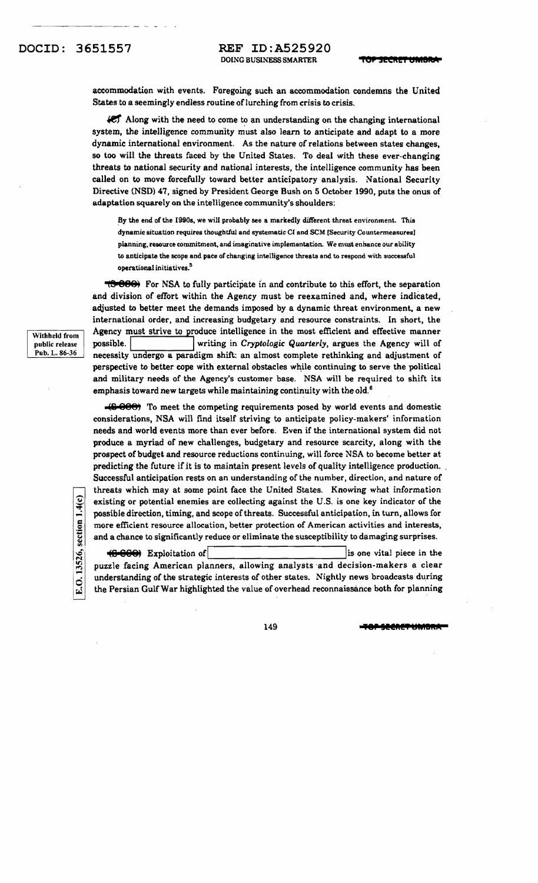accommodation with events. Foregoing such an accommodation condemns the United States to a seemingly endless routine of lurching from crisis to crisis.

(C) Along with the need to come to an understanding on the changing international system, the intelligence community must also learn to anticipate and adapt to a more dynamic international environment. As the nature of relations between states changes, so too will the threats faced by the United States. To deal with these ever-changing threats to national security and national interests, the intelligence community has been called on to move forcefully toward better anticipatory analysis. National Security Directive (NSD) 47, signed by President George Bush on 5 October 1990, puts the onus of adaptation squarely on the intelligence community's shoulders:

> By the end of the 1990s, we will probably see a markedly different threat environment. This dynamic situation requires thoughtful and systematic CI and SCM [Security Countermeasures] planning, resource commitment, and imaginative implementation. We must enhance our ability to anticipate the scope and pace of changing intelligence threats and to respond with successful operational initiatives.[5]

(S-CCO) For NSA to fully participate in and contribute to this effort, the separation and division of effort within the Agency must be reexamined and, where indicated, adjusted to better meet the demands imposed by a dynamic threat environment, a new international order, and increasing budgetary and resource constraints. In short, the Agency must strive to produce intelligence in the most efficient and effective manner possible. [Withheld from public release Pub. L. 86-36] writing in *Cryptologic Quarterly*, argues the Agency will of necessity undergo a paradigm shift: an almost complete rethinking and adjustment of perspective to better cope with external obstacles while continuing to serve the political and military needs of the Agency's customer base. NSA will be required to shift its emphasis toward new targets while maintaining continuity with the old.[6]

(S-CCO) To meet the competing requirements posed by world events and domestic considerations, NSA will find itself striving to anticipate policy-makers' information needs and world events more than ever before. Even if the international system did not produce a myriad of new challenges, budgetary and resource scarcity, along with the prospect of budget and resource reductions continuing, will force NSA to become better at predicting the future if it is to maintain present levels of quality intelligence production. Successful anticipation rests on an understanding of the number, direction, and nature of threats which may at some point face the United States. Knowing what information existing or potential enemies are collecting against the U.S. is one key indicator of the possible direction, timing, and scope of threats. Successful anticipation, in turn, allows for more efficient resource allocation, better protection of American activities and interests, and a chance to significantly reduce or eliminate the susceptibility to damaging surprises.

(S-CCO) Exploitation of [E.O. 13526, section 1.4(c)] is one vital piece in the puzzle facing American planners, allowing analysts and decision-makers a clear understanding of the strategic interests of other states. Nightly news broadcasts during the Persian Gulf War highlighted the value of overhead reconnaissance both for planning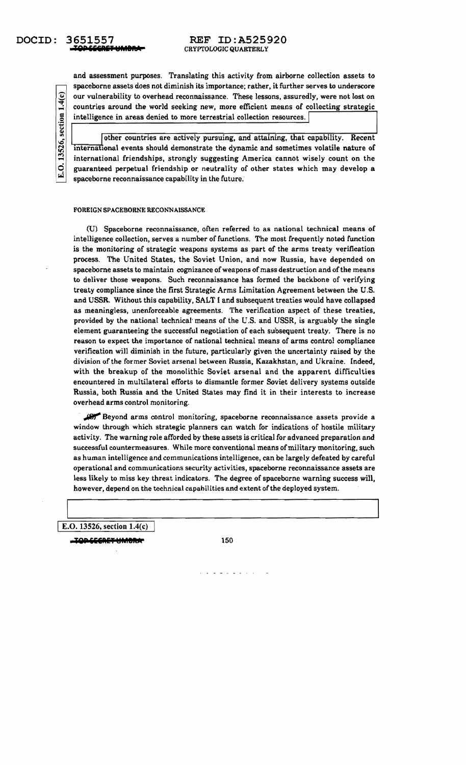and assessment purposes. Translating this activity from airborne collection assets to spaceborne assets does not diminish its importance; rather, it further serves to underscore our vulnerability to overhead reconnaissance. These lessons, assuredly, were not lost on countries around the world seeking new, more efficient means of collecting strategic intelligence in areas denied to more terrestrial collection resources.

E.O. 13526, section 1.4(c)

other countries are actively pursuing, and attaining, that capability. Recent international events should demonstrate the dynamic and sometimes volatile nature of international friendships, strongly suggesting America cannot wisely count on the guaranteed perpetual friendship or neutrality of other states which may develop a spaceborne reconnaissance capability in the future.

FOREIGN SPACEBORNE RECONNAISSANCE

(U) Spaceborne reconnaissance, often referred to as national technical means of intelligence collection, serves a number of functions. The most frequently noted function is the monitoring of strategic weapons systems as part of the arms treaty verification process. The United States, the Soviet Union, and now Russia, have depended on spaceborne assets to maintain cognizance of weapons of mass destruction and of the means to deliver those weapons. Such reconnaissance has formed the backbone of verifying treaty compliance since the first Strategic Arms Limitation Agreement between the U.S. and USSR. Without this capability, SALT I and subsequent treaties would have collapsed as meaningless, unenforceable agreements. The verification aspect of these treaties, provided by the national technical means of the U.S. and USSR, is arguably the single element guaranteeing the successful negotiation of each subsequent treaty. There is no reason to expect the importance of national technical means of arms control compliance verification will diminish in the future, particularly given the uncertainty raised by the division of the former Soviet arsenal between Russia, Kazakhstan, and Ukraine. Indeed, with the breakup of the monolithic Soviet arsenal and the apparent difficulties encountered in multilateral efforts to dismantle former Soviet delivery systems outside Russia, both Russia and the United States may find it in their interests to increase overhead arms control monitoring.

(S) Beyond arms control monitoring, spaceborne reconnaissance assets provide a window through which strategic planners can watch for indications of hostile military activity. The warning role afforded by these assets is critical for advanced preparation and successful countermeasures. While more conventional means of military monitoring, such as human intelligence and communications intelligence, can be largely defeated by careful operational and communications security activities, spaceborne reconnaissance assets are less likely to miss key threat indicators. The degree of spaceborne warning success will, however, depend on the technical capabilities and extent of the deployed system.

E.O. 13526, section 1.4(c)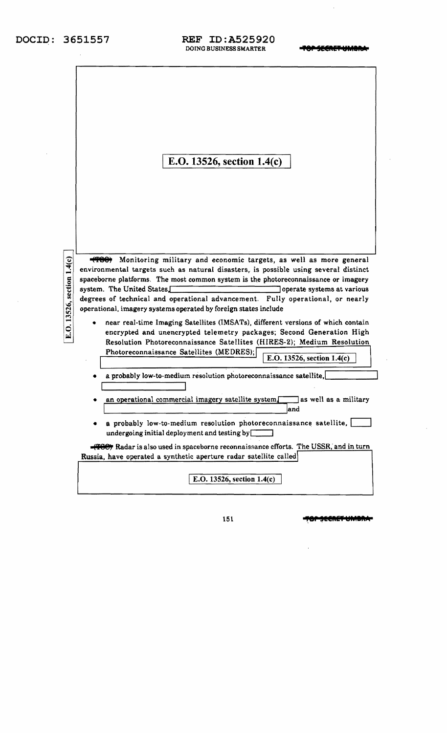E.O. 13526, section 1.4(c)

E.O. 13526, section 1.4(c)

~~(TSC)~~ Monitoring military and economic targets, as well as more general environmental targets such as natural disasters, is possible using several distinct spaceborne platforms. The most common system is the photoreconnaissance or imagery system. The United States, [ ] operate systems at various degrees of technical and operational advancement. Fully operational, or nearly operational, imagery systems operated by foreign states include

- near real-time Imaging Satellites (IMSATs), different versions of which contain encrypted and unencrypted telemetry packages; Second Generation High Resolution Photoreconnaissance Satellites (HIRES-2); Medium Resolution Photoreconnaissance Satellites (MEDRES); [ ] E.O. 13526, section 1.4(c)
- a probably low-to-medium resolution photoreconnaissance satellite, [ ]
- an operational commercial imagery satellite system [ ] as well as a military [ ] and
- a probably low-to-medium resolution photoreconnaissance satellite, [ ] undergoing initial deployment and testing by [ ]

~~(TSC)~~ Radar is also used in spaceborne reconnaissance efforts. The USSR, and in turn Russia, have operated a synthetic aperture radar satellite called [ ]

E.O. 13526, section 1.4(c)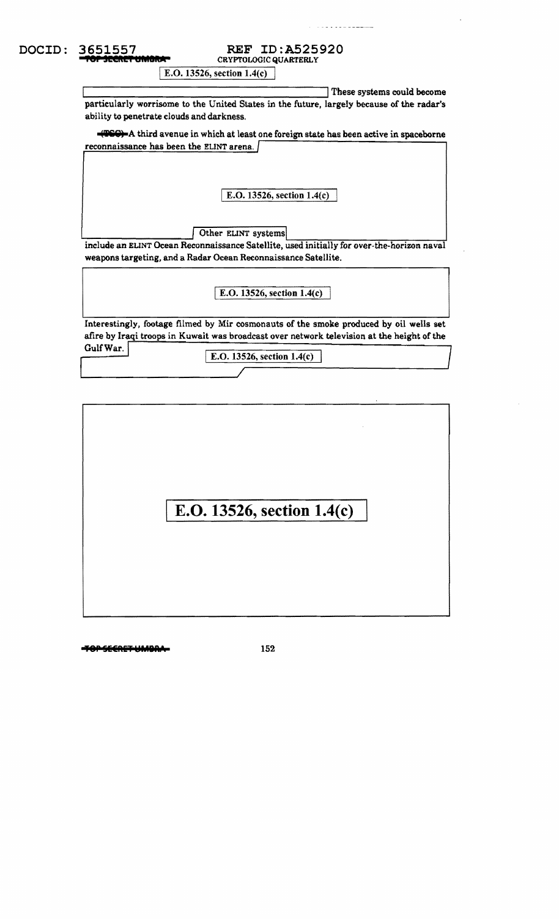E.O. 13526, section 1.4(c)

These systems could become particularly worrisome to the United States in the future, largely because of the radar's ability to penetrate clouds and darkness.

(TSC) A third avenue in which at least one foreign state has been active in spaceborne reconnaissance has been the ELINT arena.

E.O. 13526, section 1.4(c)

Other ELINT systems include an ELINT Ocean Reconnaissance Satellite, used initially for over-the-horizon naval weapons targeting, and a Radar Ocean Reconnaissance Satellite.

E.O. 13526, section 1.4(c)

Interestingly, footage filmed by Mir cosmonauts of the smoke produced by oil wells set afire by Iraqi troops in Kuwait was broadcast over network television at the height of the Gulf War.

E.O. 13526, section 1.4(c)

E.O. 13526, section 1.4(c)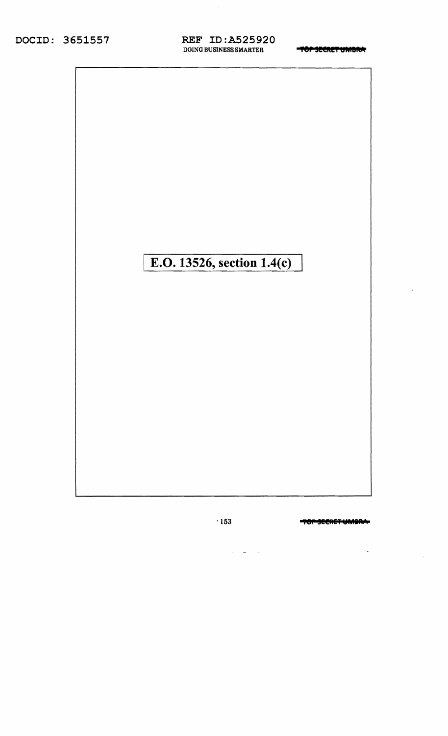E.O. 13526, section 1.4(c)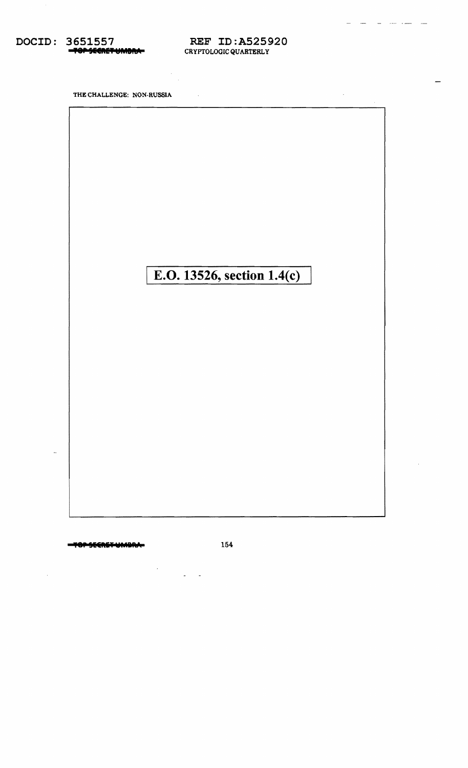THE CHALLENGE: NON-RUSSIA

E.O. 13526, section 1.4(c)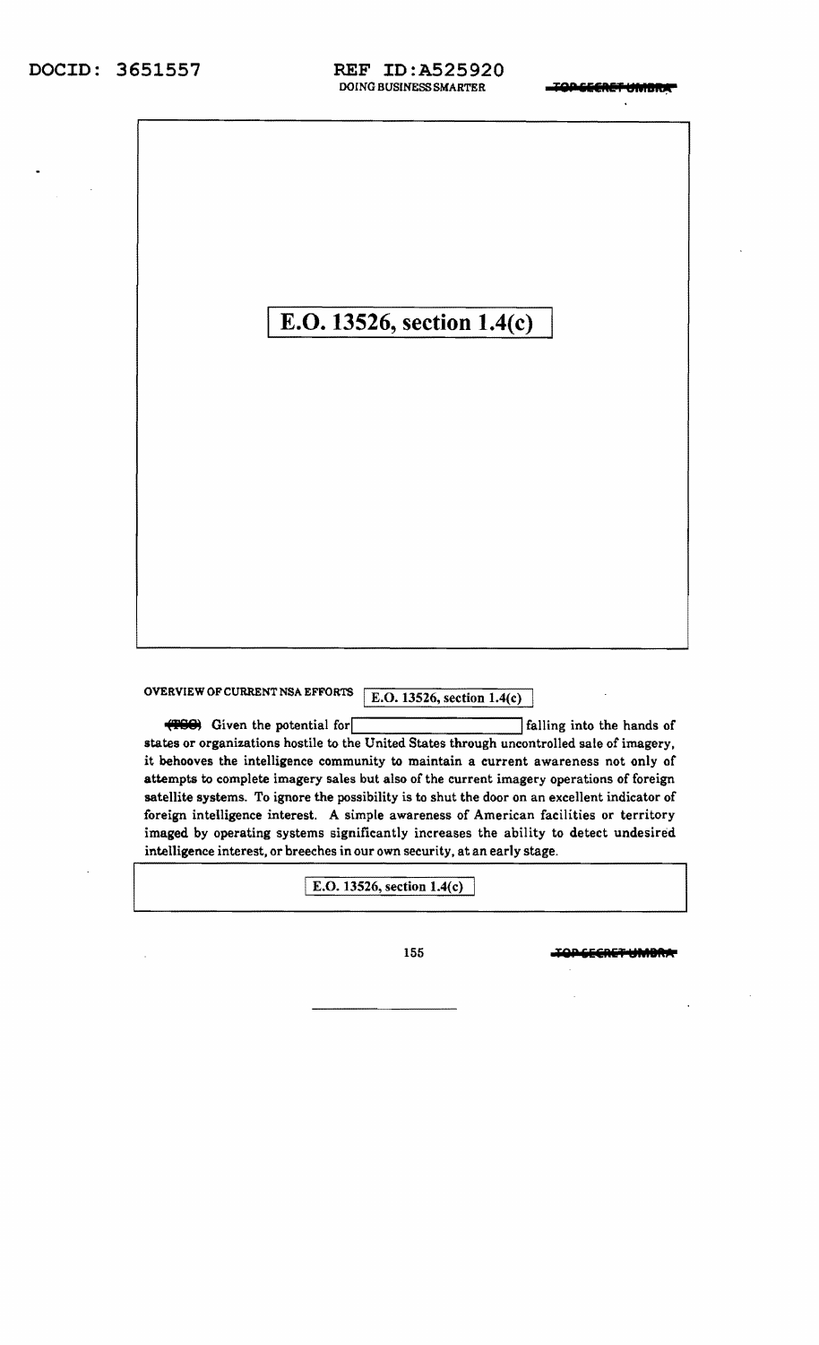E.O. 13526, section 1.4(c)

OVERVIEW OF CURRENT NSA EFFORTS E.O. 13526, section 1.4(c)

(TSC) Given the potential for [ ] falling into the hands of states or organizations hostile to the United States through uncontrolled sale of imagery, it behooves the intelligence community to maintain a current awareness not only of attempts to complete imagery sales but also of the current imagery operations of foreign satellite systems. To ignore the possibility is to shut the door on an excellent indicator of foreign intelligence interest. A simple awareness of American facilities or territory imaged by operating systems significantly increases the ability to detect undesired intelligence interest, or breeches in our own security, at an early stage.

E.O. 13526, section 1.4(c)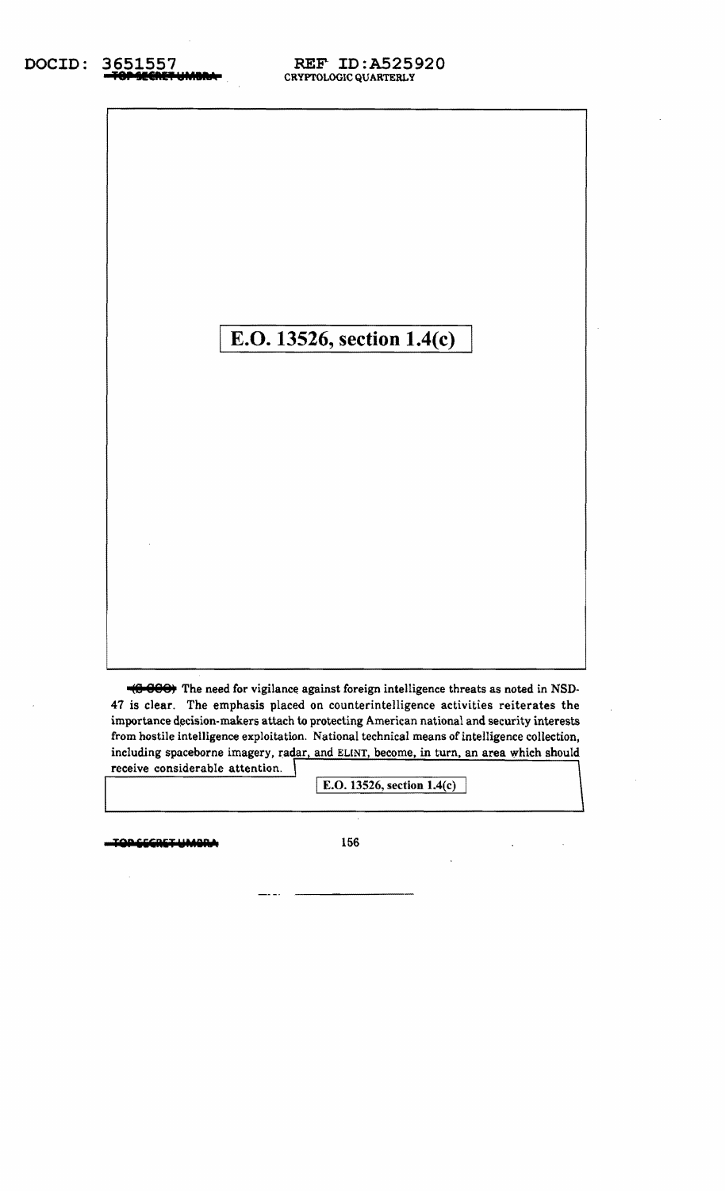E.O. 13526, section 1.4(c)

~~(S-CCO)~~ The need for vigilance against foreign intelligence threats as noted in NSD-47 is clear. The emphasis placed on counterintelligence activities reiterates the importance decision-makers attach to protecting American national and security interests from hostile intelligence exploitation. National technical means of intelligence collection, including spaceborne imagery, radar, and ELINT, become, in turn, an area which should receive considerable attention.

E.O. 13526, section 1.4(c)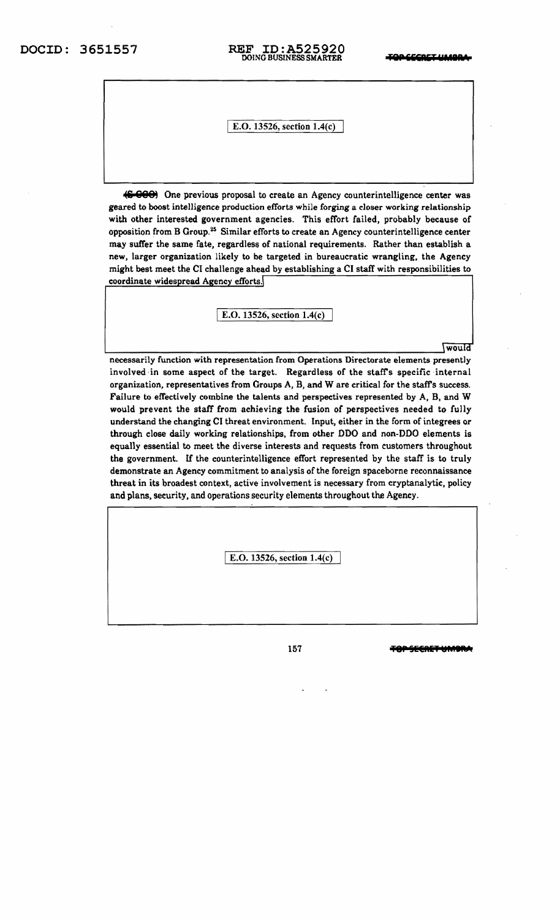E.O. 13526, section 1.4(c)

~~(S-CCO)~~ One previous proposal to create an Agency counterintelligence center was geared to boost intelligence production efforts while forging a closer working relationship with other interested government agencies. This effort failed, probably because of opposition from B Group.[25] Similar efforts to create an Agency counterintelligence center may suffer the same fate, regardless of national requirements. Rather than establish a new, larger organization likely to be targeted in bureaucratic wrangling, the Agency might best meet the CI challenge ahead by establishing a CI staff with responsibilities to coordinate widespread Agency efforts.

E.O. 13526, section 1.4(c)

would necessarily function with representation from Operations Directorate elements presently involved in some aspect of the target. Regardless of the staff's specific internal organization, representatives from Groups A, B, and W are critical for the staff's success. Failure to effectively combine the talents and perspectives represented by A, B, and W would prevent the staff from achieving the fusion of perspectives needed to fully understand the changing CI threat environment. Input, either in the form of integrees or through close daily working relationships, from other DDO and non-DDO elements is equally essential to meet the diverse interests and requests from customers throughout the government. If the counterintelligence effort represented by the staff is to truly demonstrate an Agency commitment to analysis of the foreign spaceborne reconnaissance threat in its broadest context, active involvement is necessary from cryptanalytic, policy and plans, security, and operations security elements throughout the Agency.

E.O. 13526, section 1.4(c)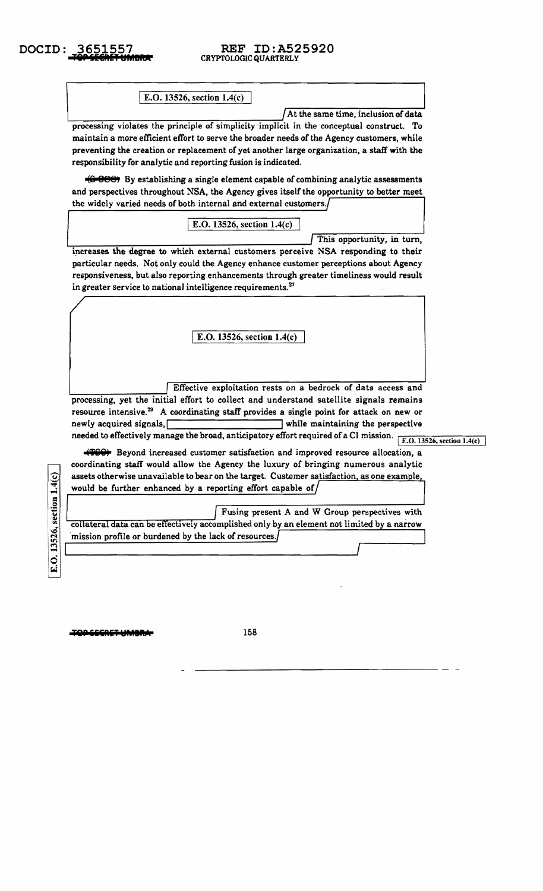E.O. 13526, section 1.4(c)

At the same time, inclusion of data processing violates the principle of simplicity implicit in the conceptual construct. To maintain a more efficient effort to serve the broader needs of the Agency customers, while preventing the creation or replacement of yet another large organization, a staff with the responsibility for analytic and reporting fusion is indicated.

~~(S-CCO)~~ By establishing a single element capable of combining analytic assessments and perspectives throughout NSA, the Agency gives itself the opportunity to better meet the widely varied needs of both internal and external customers.

E.O. 13526, section 1.4(c)

This opportunity, in turn, increases the degree to which external customers perceive NSA responding to their particular needs. Not only could the Agency enhance customer perceptions about Agency responsiveness, but also reporting enhancements through greater timeliness would result in greater service to national intelligence requirements.[27]

E.O. 13526, section 1.4(c)

Effective exploitation rests on a bedrock of data access and processing, yet the initial effort to collect and understand satellite signals remains resource intensive.[29] A coordinating staff provides a single point for attack on new or newly acquired signals, [redacted] while maintaining the perspective needed to effectively manage the broad, anticipatory effort required of a CI mission. E.O. 13526, section 1.4(c)

~~(TSC)~~ Beyond increased customer satisfaction and improved resource allocation, a coordinating staff would allow the Agency the luxury of bringing numerous analytic assets otherwise unavailable to bear on the target. Customer satisfaction, as one example, would be further enhanced by a reporting effort capable of [redacted] Fusing present A and W Group perspectives with collateral data can be effectively accomplished only by an element not limited by a narrow mission profile or burdened by the lack of resources. [redacted]

E.O. 13526, section 1.4(c)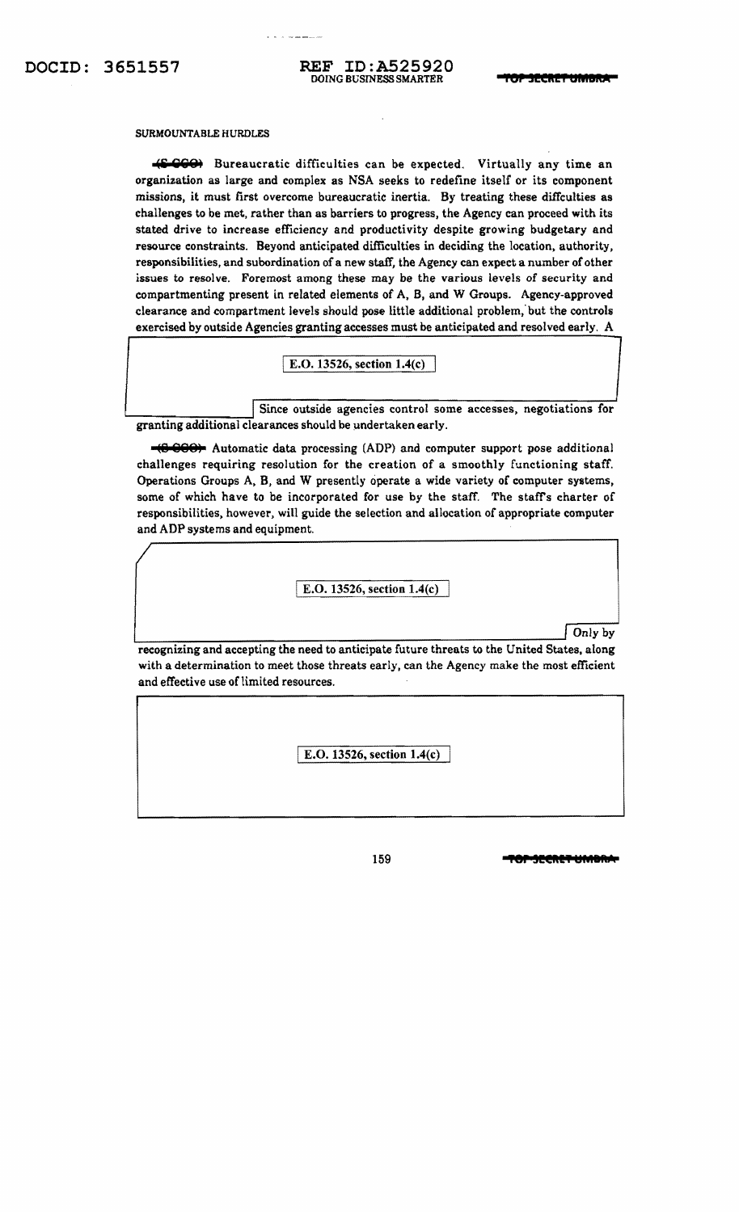SURMOUNTABLE HURDLES

~~(S-CCO)~~ Bureaucratic difficulties can be expected. Virtually any time an organization as large and complex as NSA seeks to redefine itself or its component missions, it must first overcome bureaucratic inertia. By treating these diffculties as challenges to be met, rather than as barriers to progress, the Agency can proceed with its stated drive to increase efficiency and productivity despite growing budgetary and resource constraints. Beyond anticipated difficulties in deciding the location, authority, responsibilities, and subordination of a new staff, the Agency can expect a number of other issues to resolve. Foremost among these may be the various levels of security and compartmenting present in related elements of A, B, and W Groups. Agency-approved clearance and compartment levels should pose little additional problem, but the controls exercised by outside Agencies granting accesses must be anticipated and resolved early. A

E.O. 13526, section 1.4(c)

Since outside agencies control some accesses, negotiations for granting additional clearances should be undertaken early.

~~(S-CCO)~~ Automatic data processing (ADP) and computer support pose additional challenges requiring resolution for the creation of a smoothly functioning staff. Operations Groups A, B, and W presently operate a wide variety of computer systems, some of which have to be incorporated for use by the staff. The staff's charter of responsibilities, however, will guide the selection and allocation of appropriate computer and ADP systems and equipment.

E.O. 13526, section 1.4(c)

Only by recognizing and accepting the need to anticipate future threats to the United States, along with a determination to meet those threats early, can the Agency make the most efficient and effective use of limited resources.

E.O. 13526, section 1.4(c)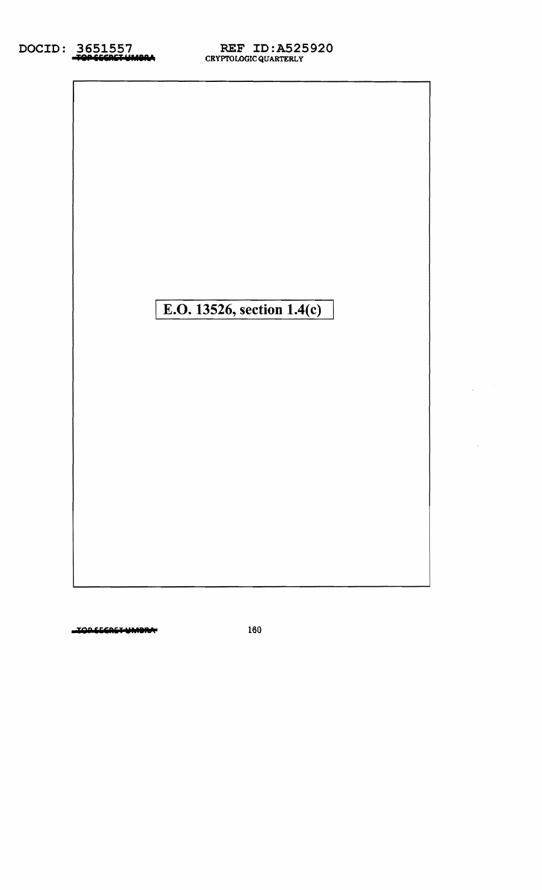E.O. 13526, section 1.4(c)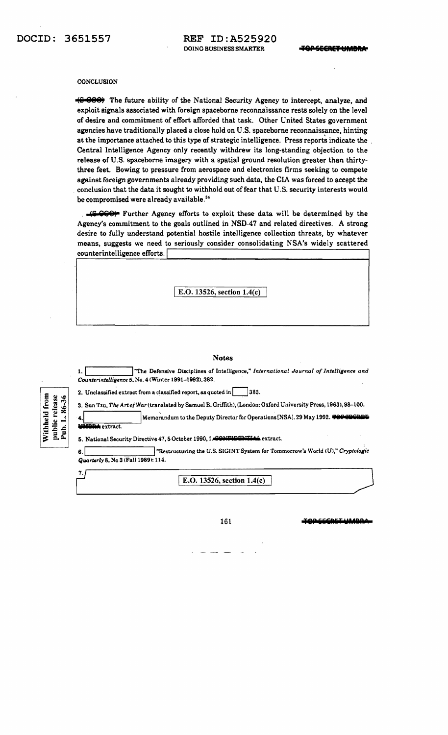CONCLUSION

~~(S-CCO)~~ The future ability of the National Security Agency to intercept, analyze, and exploit signals associated with foreign spaceborne reconnaissance rests solely on the level of desire and commitment of effort afforded that task. Other United States government agencies have traditionally placed a close hold on U.S. spaceborne reconnaissance, hinting at the importance attached to this type of strategic intelligence. Press reports indicate the Central Intelligence Agency only recently withdrew its long-standing objection to the release of U.S. spaceborne imagery with a spatial ground resolution greater than thirty-three feet. Bowing to pressure from aerospace and electronics firms seeking to compete against foreign governments already providing such data, the CIA was forced to accept the conclusion that the data it sought to withhold out of fear that U.S. security interests would be compromised were already available.[34]

~~(S-CCO)~~ Further Agency efforts to exploit these data will be determined by the Agency's commitment to the goals outlined in NSD-47 and related directives. A strong desire to fully understand potential hostile intelligence collection threats, by whatever means, suggests we need to seriously consider consolidating NSA's widely scattered counterintelligence efforts. [ ]

[ E.O. 13526, section 1.4(c) ]

## Notes

1. [ ] "The Defensive Disciplines of Intelligence," *International Journal of Intelligence and Counterintelligence* 5, No. 4 (Winter 1991–1992), 382.

2. Unclassified extract from a classified report, as quoted in [ ] 383.

3. Sun Tzu, *The Art of War* (translated by Samuel B. Griffith), (London: Oxford University Press, 1963), 98–100.

4. [ ] Memorandum to the Deputy Director for Operations [NSA]. 29 May 1992. ~~TOP SECRET UMBRA~~ extract.

5. National Security Directive 47, 5 October 1990, 1. ~~CONFIDENTIAL~~ extract.

6. [ ] "Restructuring the U.S. SIGINT System for Tommorrow's World (U)," *Cryptologic Quarterly* 8, No 3 (Fall 1989): 114.

7. [ E.O. 13526, section 1.4(c) ]

Withheld from public release Pub. L. 86-36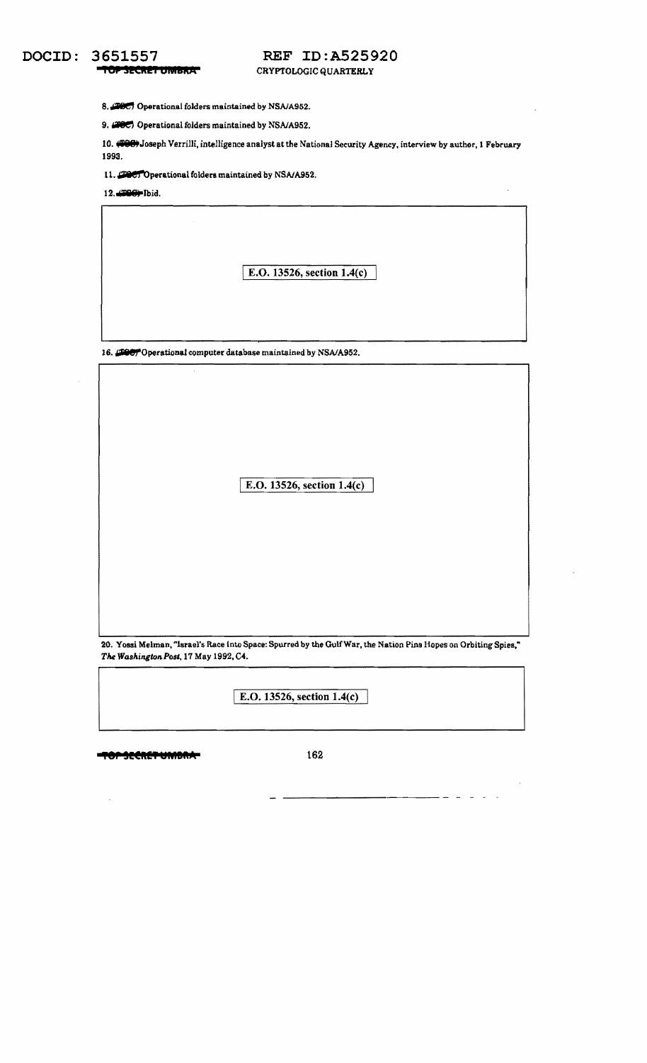8. (TSC) Operational folders maintained by NSA/A952.

9. (TSC) Operational folders maintained by NSA/A952.

10. (TSC) Joseph Verrilli, intelligence analyst at the National Security Agency, interview by author, 1 February 1993.

11. (TSC) Operational folders maintained by NSA/A952.

12. (TSC) Ibid.

E.O. 13526, section 1.4(c)

16. (TSC) Operational computer database maintained by NSA/A952.

E.O. 13526, section 1.4(c)

20. Yossi Melman, "Israel's Race Into Space: Spurred by the Gulf War, the Nation Pins Hopes on Orbiting Spies," *The Washington Post*, 17 May 1992, C4.

E.O. 13526, section 1.4(c)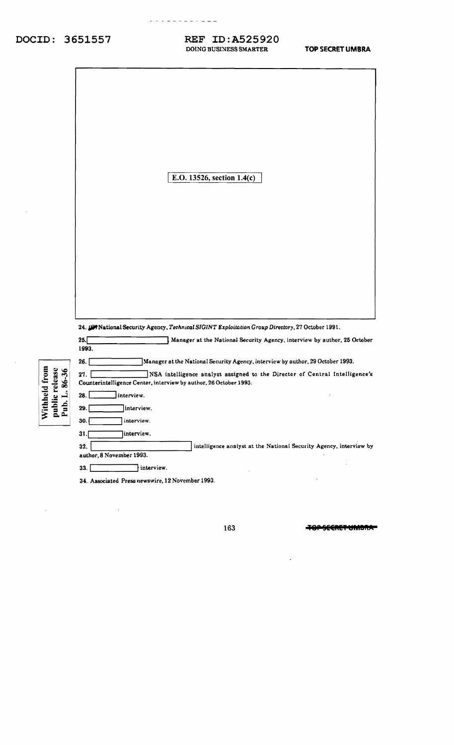E.O. 13526, section 1.4(c)

24. (U) National Security Agency, *Technical SIGINT Exploitation Group Directory*, 27 October 1991.

25. [ ] Manager at the National Security Agency, interview by author, 25 October 1993.

26. [ ] Manager at the National Security Agency, interview by author, 29 October 1993.

27. [ ] NSA intelligence analyst assigned to the Director of Central Intelligence's Counterintelligence Center, interview by author, 26 October 1993.

28. [ ] interview.

29. [ ] interview.

30. [ ] interview.

31. [ ] interview.

32. [ ] intelligence analyst at the National Security Agency, interview by author, 8 November 1993.

33. [ ] interview.

34. Associated Press newswire, 12 November 1993.

Withheld from public release Pub. L. 86-36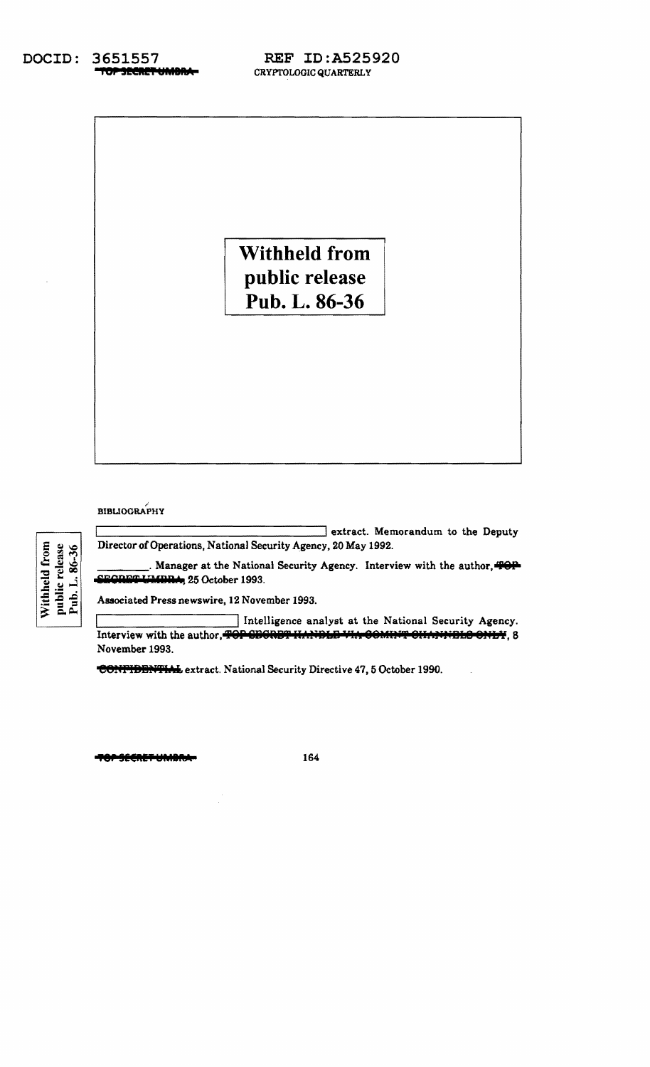Withheld from public release Pub. L. 86-36

BIBLIOGRAPHY

Withheld from public release Pub. L. 86-36

[          ] extract. Memorandum to the Deputy Director of Operations, National Security Agency, 20 May 1992.

________. Manager at the National Security Agency. Interview with the author, ~~TOP SECRET UMBRA~~, 25 October 1993.

Associated Press newswire, 12 November 1993.

[          ] Intelligence analyst at the National Security Agency. Interview with the author, ~~TOP SECRET HANDLE VIA COMINT CHANNELS ONLY~~, 8 November 1993.

~~CONFIDENTIAL~~ extract. National Security Directive 47, 5 October 1990.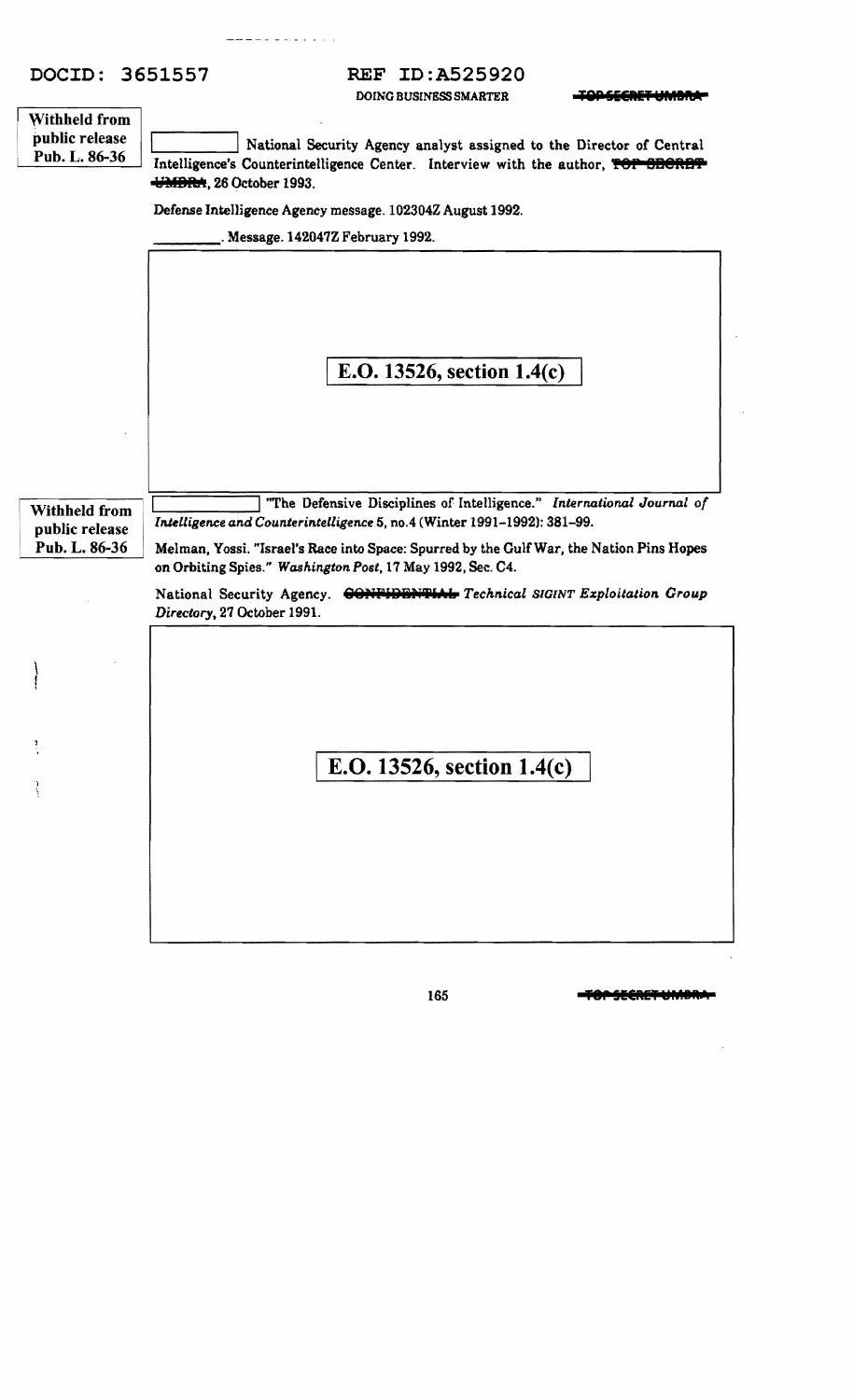Withheld from public release Pub. L. 86-36

[ ] National Security Agency analyst assigned to the Director of Central Intelligence's Counterintelligence Center. Interview with the author, ~~TOP SECRET UMBRA~~, 26 October 1993.

Defense Intelligence Agency message. 102304Z August 1992.

\_\_\_\_\_\_\_\_\_\_. Message. 142047Z February 1992.

E.O. 13526, section 1.4(c)

Withheld from public release Pub. L. 86-36

[ ] "The Defensive Disciplines of Intelligence." *International Journal of Intelligence and Counterintelligence* 5, no.4 (Winter 1991–1992): 381–99.

Melman, Yossi. "Israel's Race into Space: Spurred by the Gulf War, the Nation Pins Hopes on Orbiting Spies." *Washington Post*, 17 May 1992, Sec. C4.

National Security Agency. ~~CONFIDENTIAL~~ *Technical SIGINT Exploitation Group Directory*, 27 October 1991.

E.O. 13526, section 1.4(c)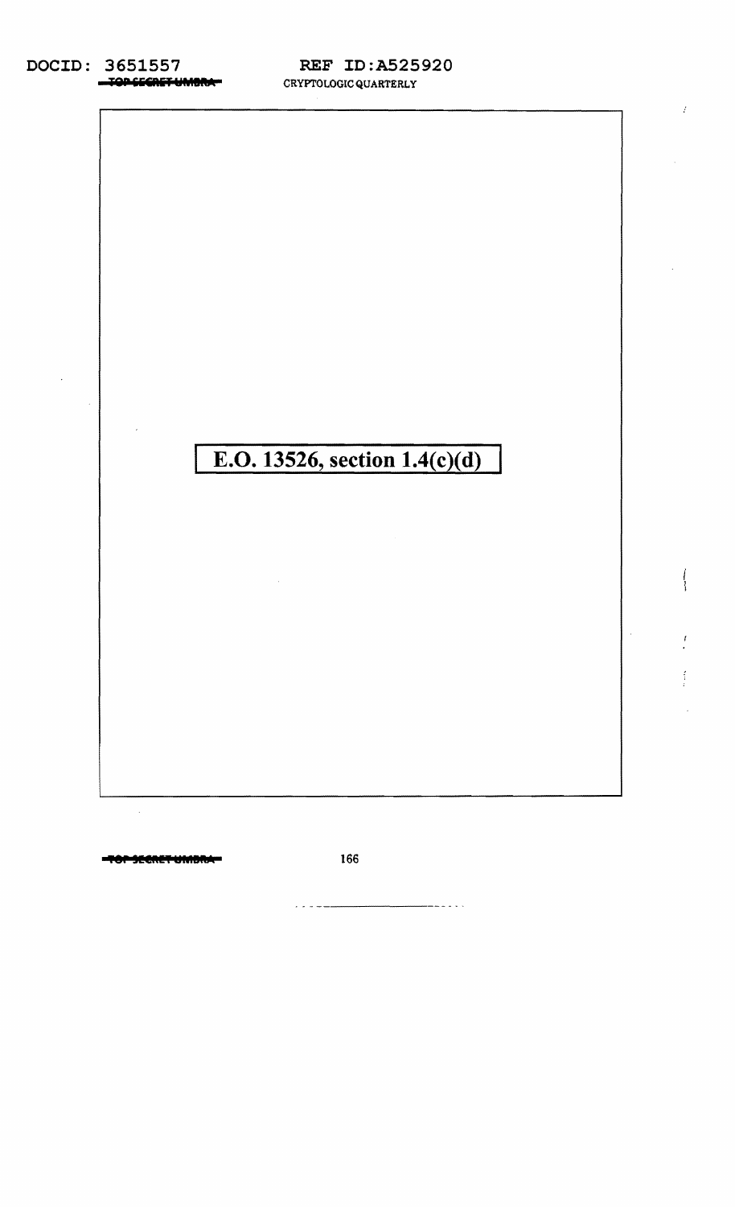E.O. 13526, section 1.4(c)(d)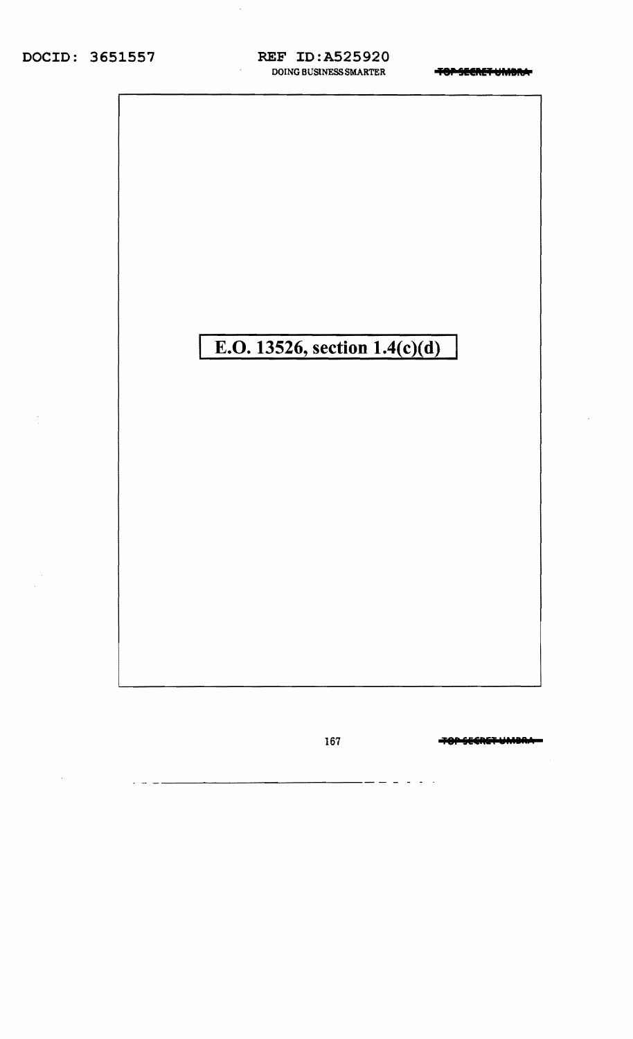E.O. 13526, section 1.4(c)(d)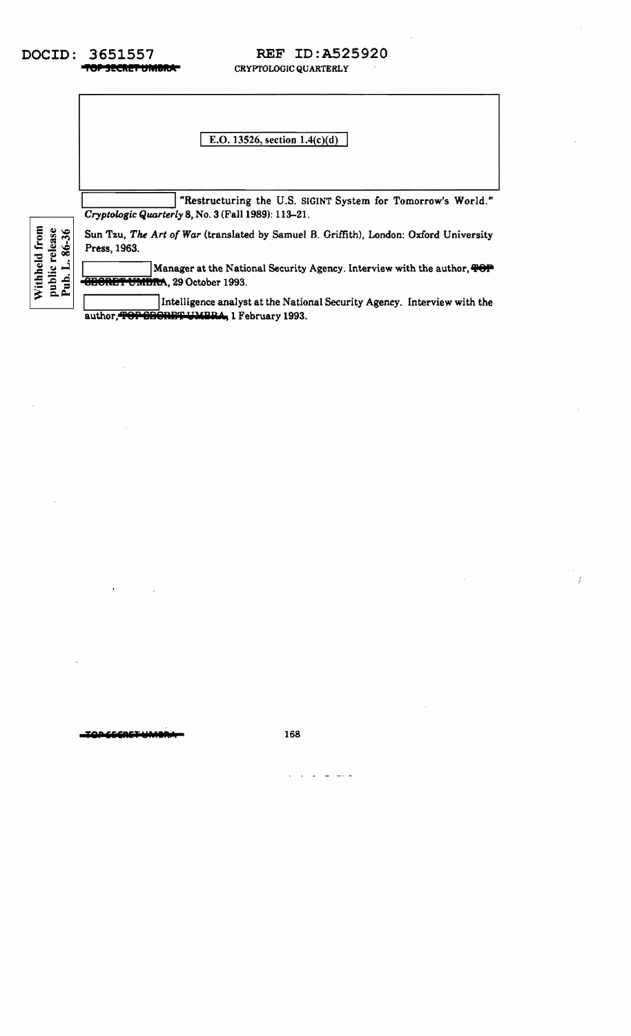E.O. 13526, section 1.4(c)(d)

[ ] "Restructuring the U.S. SIGINT System for Tomorrow's World." *Cryptologic Quarterly* 8, No. 3 (Fall 1989): 113–21.

Withheld from public release Pub. L. 86-36

Sun Tzu, *The Art of War* (translated by Samuel B. Griffith), London: Oxford University Press, 1963.

[ ] Manager at the National Security Agency. Interview with the author, ~~TOP SECRET UMBRA~~, 29 October 1993.

[ ] Intelligence analyst at the National Security Agency. Interview with the author, ~~TOP SECRET UMBRA~~, 1 February 1993.